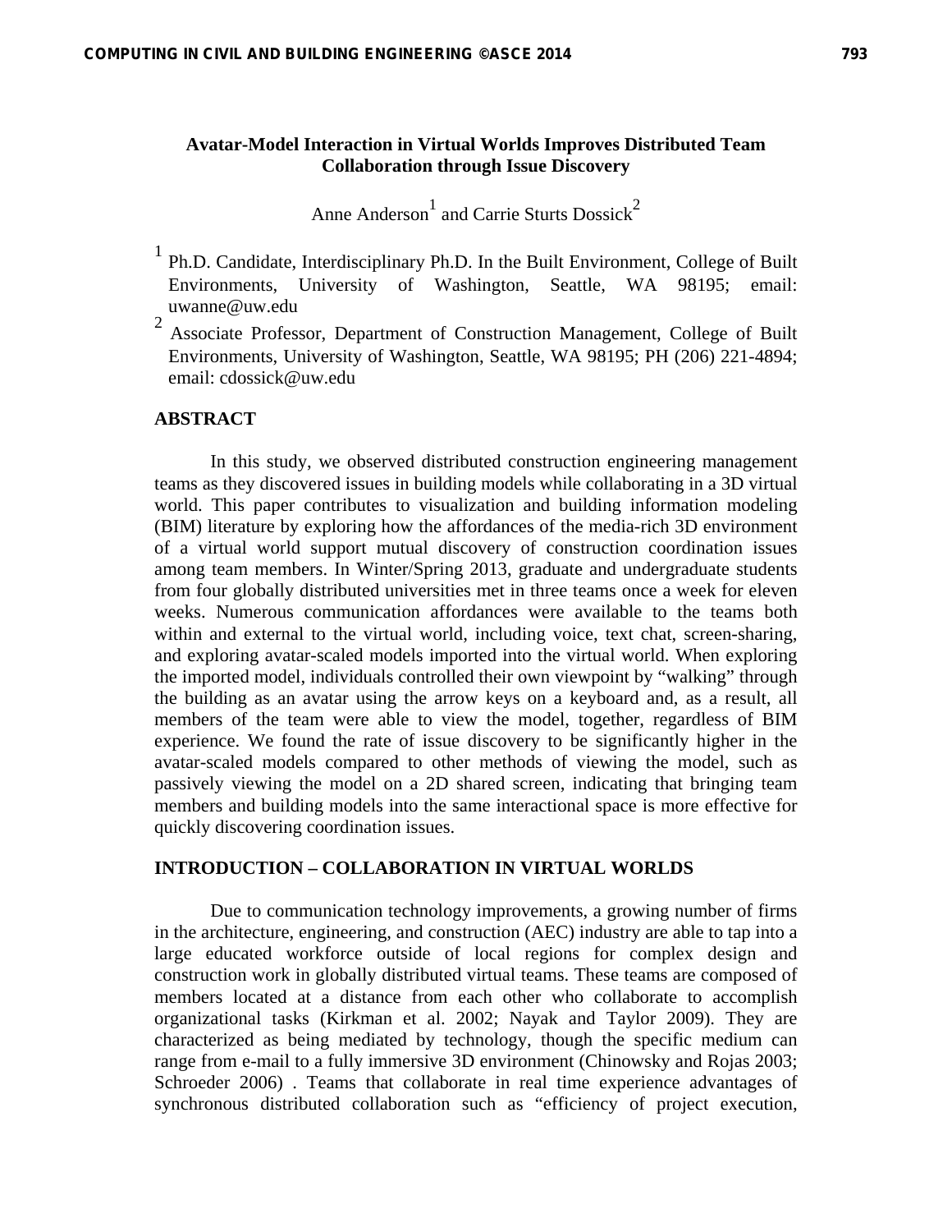# Avatar-Model Interaction in Virtual Worlds Improves Distributed Team Collaboration through Issue Discovery

Anne Anderson[1] and Carrie Sturts Dossick[2]

[1] Ph.D. Candidate, Interdisciplinary Ph.D. In the Built Environment, College of Built Environments, University of Washington, Seattle, WA 98195; email: uwanne@uw.edu

[2] Associate Professor, Department of Construction Management, College of Built Environments, University of Washington, Seattle, WA 98195; PH (206) 221-4894; email: cdossick@uw.edu

## ABSTRACT

In this study, we observed distributed construction engineering management teams as they discovered issues in building models while collaborating in a 3D virtual world. This paper contributes to visualization and building information modeling (BIM) literature by exploring how the affordances of the media-rich 3D environment of a virtual world support mutual discovery of construction coordination issues among team members. In Winter/Spring 2013, graduate and undergraduate students from four globally distributed universities met in three teams once a week for eleven weeks. Numerous communication affordances were available to the teams both within and external to the virtual world, including voice, text chat, screen-sharing, and exploring avatar-scaled models imported into the virtual world. When exploring the imported model, individuals controlled their own viewpoint by "walking" through the building as an avatar using the arrow keys on a keyboard and, as a result, all members of the team were able to view the model, together, regardless of BIM experience. We found the rate of issue discovery to be significantly higher in the avatar-scaled models compared to other methods of viewing the model, such as passively viewing the model on a 2D shared screen, indicating that bringing team members and building models into the same interactional space is more effective for quickly discovering coordination issues.

## INTRODUCTION – COLLABORATION IN VIRTUAL WORLDS

Due to communication technology improvements, a growing number of firms in the architecture, engineering, and construction (AEC) industry are able to tap into a large educated workforce outside of local regions for complex design and construction work in globally distributed virtual teams. These teams are composed of members located at a distance from each other who collaborate to accomplish organizational tasks (Kirkman et al. 2002; Nayak and Taylor 2009). They are characterized as being mediated by technology, though the specific medium can range from e-mail to a fully immersive 3D environment (Chinowsky and Rojas 2003; Schroeder 2006) . Teams that collaborate in real time experience advantages of synchronous distributed collaboration such as "efficiency of project execution,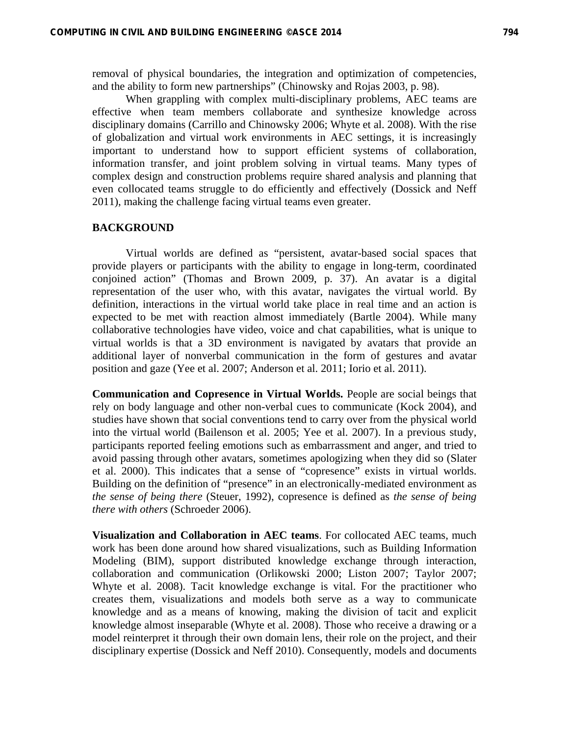removal of physical boundaries, the integration and optimization of competencies, and the ability to form new partnerships" (Chinowsky and Rojas 2003, p. 98).

When grappling with complex multi-disciplinary problems, AEC teams are effective when team members collaborate and synthesize knowledge across disciplinary domains (Carrillo and Chinowsky 2006; Whyte et al. 2008). With the rise of globalization and virtual work environments in AEC settings, it is increasingly important to understand how to support efficient systems of collaboration, information transfer, and joint problem solving in virtual teams. Many types of complex design and construction problems require shared analysis and planning that even collocated teams struggle to do efficiently and effectively (Dossick and Neff 2011), making the challenge facing virtual teams even greater.

## BACKGROUND

Virtual worlds are defined as "persistent, avatar-based social spaces that provide players or participants with the ability to engage in long-term, coordinated conjoined action" (Thomas and Brown 2009, p. 37). An avatar is a digital representation of the user who, with this avatar, navigates the virtual world. By definition, interactions in the virtual world take place in real time and an action is expected to be met with reaction almost immediately (Bartle 2004). While many collaborative technologies have video, voice and chat capabilities, what is unique to virtual worlds is that a 3D environment is navigated by avatars that provide an additional layer of nonverbal communication in the form of gestures and avatar position and gaze (Yee et al. 2007; Anderson et al. 2011; Iorio et al. 2011).

**Communication and Copresence in Virtual Worlds.** People are social beings that rely on body language and other non-verbal cues to communicate (Kock 2004), and studies have shown that social conventions tend to carry over from the physical world into the virtual world (Bailenson et al. 2005; Yee et al. 2007). In a previous study, participants reported feeling emotions such as embarrassment and anger, and tried to avoid passing through other avatars, sometimes apologizing when they did so (Slater et al. 2000). This indicates that a sense of "copresence" exists in virtual worlds. Building on the definition of "presence" in an electronically-mediated environment as *the sense of being there* (Steuer, 1992), copresence is defined as *the sense of being there with others* (Schroeder 2006).

**Visualization and Collaboration in AEC teams**. For collocated AEC teams, much work has been done around how shared visualizations, such as Building Information Modeling (BIM), support distributed knowledge exchange through interaction, collaboration and communication (Orlikowski 2000; Liston 2007; Taylor 2007; Whyte et al. 2008). Tacit knowledge exchange is vital. For the practitioner who creates them, visualizations and models both serve as a way to communicate knowledge and as a means of knowing, making the division of tacit and explicit knowledge almost inseparable (Whyte et al. 2008). Those who receive a drawing or a model reinterpret it through their own domain lens, their role on the project, and their disciplinary expertise (Dossick and Neff 2010). Consequently, models and documents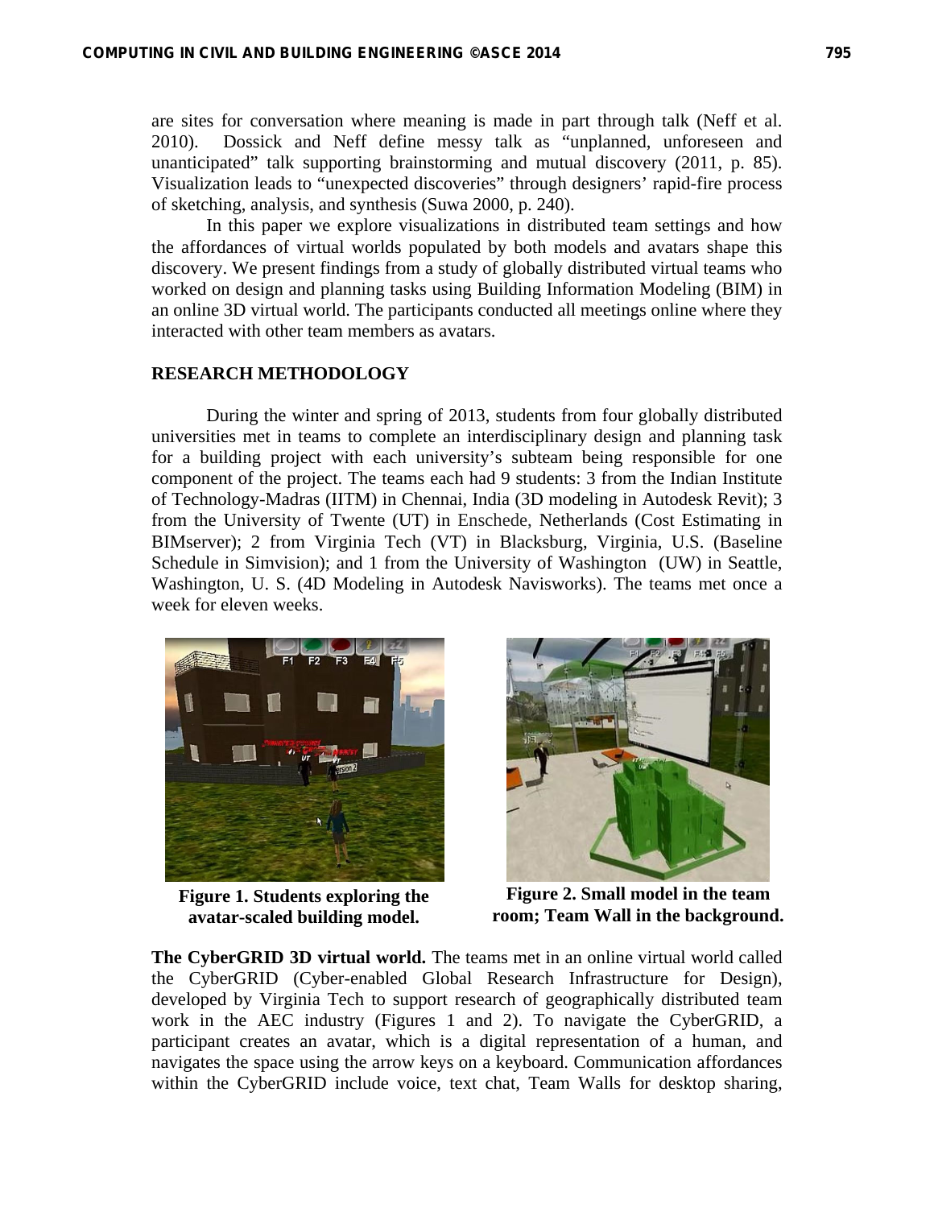are sites for conversation where meaning is made in part through talk (Neff et al. 2010). Dossick and Neff define messy talk as "unplanned, unforeseen and unanticipated" talk supporting brainstorming and mutual discovery (2011, p. 85). Visualization leads to "unexpected discoveries" through designers' rapid-fire process of sketching, analysis, and synthesis (Suwa 2000, p. 240).

In this paper we explore visualizations in distributed team settings and how the affordances of virtual worlds populated by both models and avatars shape this discovery. We present findings from a study of globally distributed virtual teams who worked on design and planning tasks using Building Information Modeling (BIM) in an online 3D virtual world. The participants conducted all meetings online where they interacted with other team members as avatars.

## RESEARCH METHODOLOGY

During the winter and spring of 2013, students from four globally distributed universities met in teams to complete an interdisciplinary design and planning task for a building project with each university's subteam being responsible for one component of the project. The teams each had 9 students: 3 from the Indian Institute of Technology-Madras (IITM) in Chennai, India (3D modeling in Autodesk Revit); 3 from the University of Twente (UT) in Enschede, Netherlands (Cost Estimating in BIMserver); 2 from Virginia Tech (VT) in Blacksburg, Virginia, U.S. (Baseline Schedule in Simvision); and 1 from the University of Washington (UW) in Seattle, Washington, U. S. (4D Modeling in Autodesk Navisworks). The teams met once a week for eleven weeks.

**Figure 1. Students exploring the avatar-scaled building model.**

**Figure 2. Small model in the team room; Team Wall in the background.**

**The CyberGRID 3D virtual world.** The teams met in an online virtual world called the CyberGRID (Cyber-enabled Global Research Infrastructure for Design), developed by Virginia Tech to support research of geographically distributed team work in the AEC industry (Figures 1 and 2). To navigate the CyberGRID, a participant creates an avatar, which is a digital representation of a human, and navigates the space using the arrow keys on a keyboard. Communication affordances within the CyberGRID include voice, text chat, Team Walls for desktop sharing,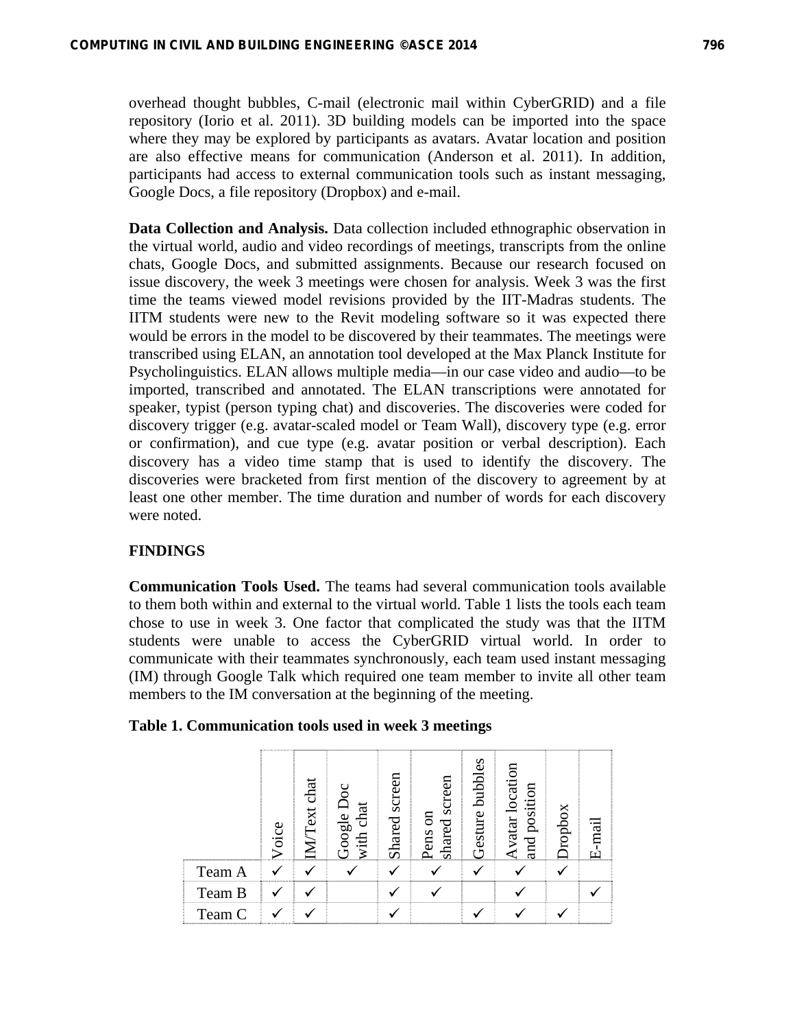overhead thought bubbles, C-mail (electronic mail within CyberGRID) and a file repository (Iorio et al. 2011). 3D building models can be imported into the space where they may be explored by participants as avatars. Avatar location and position are also effective means for communication (Anderson et al. 2011). In addition, participants had access to external communication tools such as instant messaging, Google Docs, a file repository (Dropbox) and e-mail.

**Data Collection and Analysis.** Data collection included ethnographic observation in the virtual world, audio and video recordings of meetings, transcripts from the online chats, Google Docs, and submitted assignments. Because our research focused on issue discovery, the week 3 meetings were chosen for analysis. Week 3 was the first time the teams viewed model revisions provided by the IIT-Madras students. The IITM students were new to the Revit modeling software so it was expected there would be errors in the model to be discovered by their teammates. The meetings were transcribed using ELAN, an annotation tool developed at the Max Planck Institute for Psycholinguistics. ELAN allows multiple media—in our case video and audio—to be imported, transcribed and annotated. The ELAN transcriptions were annotated for speaker, typist (person typing chat) and discoveries. The discoveries were coded for discovery trigger (e.g. avatar-scaled model or Team Wall), discovery type (e.g. error or confirmation), and cue type (e.g. avatar position or verbal description). Each discovery has a video time stamp that is used to identify the discovery. The discoveries were bracketed from first mention of the discovery to agreement by at least one other member. The time duration and number of words for each discovery were noted.

## FINDINGS

**Communication Tools Used.** The teams had several communication tools available to them both within and external to the virtual world. Table 1 lists the tools each team chose to use in week 3. One factor that complicated the study was that the IITM students were unable to access the CyberGRID virtual world. In order to communicate with their teammates synchronously, each team used instant messaging (IM) through Google Talk which required one team member to invite all other team members to the IM conversation at the beginning of the meeting.

**Table 1. Communication tools used in week 3 meetings**

| | Voice | IM/Text chat | Google Doc with chat | Shared screen | Pens on shared screen | Gesture bubbles | Avatar location and position | Dropbox | E-mail |
|---|---|---|---|---|---|---|---|---|---|
| Team A | ✓ | ✓ | ✓ | ✓ | ✓ | ✓ | ✓ | ✓ | |
| Team B | ✓ | ✓ | | ✓ | ✓ | | ✓ | | ✓ |
| Team C | ✓ | ✓ | | ✓ | | ✓ | ✓ | ✓ | |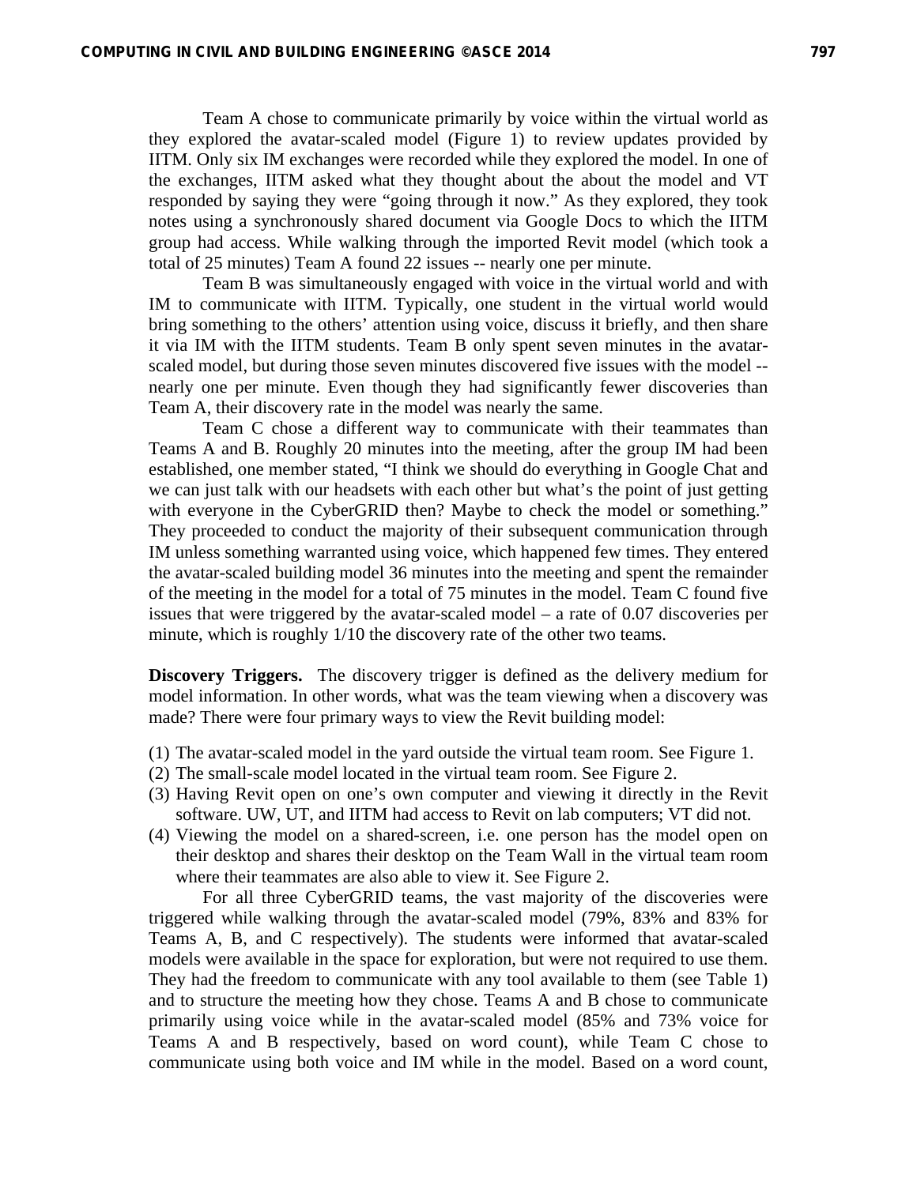Team A chose to communicate primarily by voice within the virtual world as they explored the avatar-scaled model (Figure 1) to review updates provided by IITM. Only six IM exchanges were recorded while they explored the model. In one of the exchanges, IITM asked what they thought about the about the model and VT responded by saying they were "going through it now." As they explored, they took notes using a synchronously shared document via Google Docs to which the IITM group had access. While walking through the imported Revit model (which took a total of 25 minutes) Team A found 22 issues -- nearly one per minute.

Team B was simultaneously engaged with voice in the virtual world and with IM to communicate with IITM. Typically, one student in the virtual world would bring something to the others' attention using voice, discuss it briefly, and then share it via IM with the IITM students. Team B only spent seven minutes in the avatar-scaled model, but during those seven minutes discovered five issues with the model -- nearly one per minute. Even though they had significantly fewer discoveries than Team A, their discovery rate in the model was nearly the same.

Team C chose a different way to communicate with their teammates than Teams A and B. Roughly 20 minutes into the meeting, after the group IM had been established, one member stated, "I think we should do everything in Google Chat and we can just talk with our headsets with each other but what's the point of just getting with everyone in the CyberGRID then? Maybe to check the model or something." They proceeded to conduct the majority of their subsequent communication through IM unless something warranted using voice, which happened few times. They entered the avatar-scaled building model 36 minutes into the meeting and spent the remainder of the meeting in the model for a total of 75 minutes in the model. Team C found five issues that were triggered by the avatar-scaled model – a rate of 0.07 discoveries per minute, which is roughly 1/10 the discovery rate of the other two teams.

**Discovery Triggers.** The discovery trigger is defined as the delivery medium for model information. In other words, what was the team viewing when a discovery was made? There were four primary ways to view the Revit building model:

(1) The avatar-scaled model in the yard outside the virtual team room. See Figure 1.
(2) The small-scale model located in the virtual team room. See Figure 2.
(3) Having Revit open on one's own computer and viewing it directly in the Revit software. UW, UT, and IITM had access to Revit on lab computers; VT did not.
(4) Viewing the model on a shared-screen, i.e. one person has the model open on their desktop and shares their desktop on the Team Wall in the virtual team room where their teammates are also able to view it. See Figure 2.

For all three CyberGRID teams, the vast majority of the discoveries were triggered while walking through the avatar-scaled model (79%, 83% and 83% for Teams A, B, and C respectively). The students were informed that avatar-scaled models were available in the space for exploration, but were not required to use them. They had the freedom to communicate with any tool available to them (see Table 1) and to structure the meeting how they chose. Teams A and B chose to communicate primarily using voice while in the avatar-scaled model (85% and 73% voice for Teams A and B respectively, based on word count), while Team C chose to communicate using both voice and IM while in the model. Based on a word count,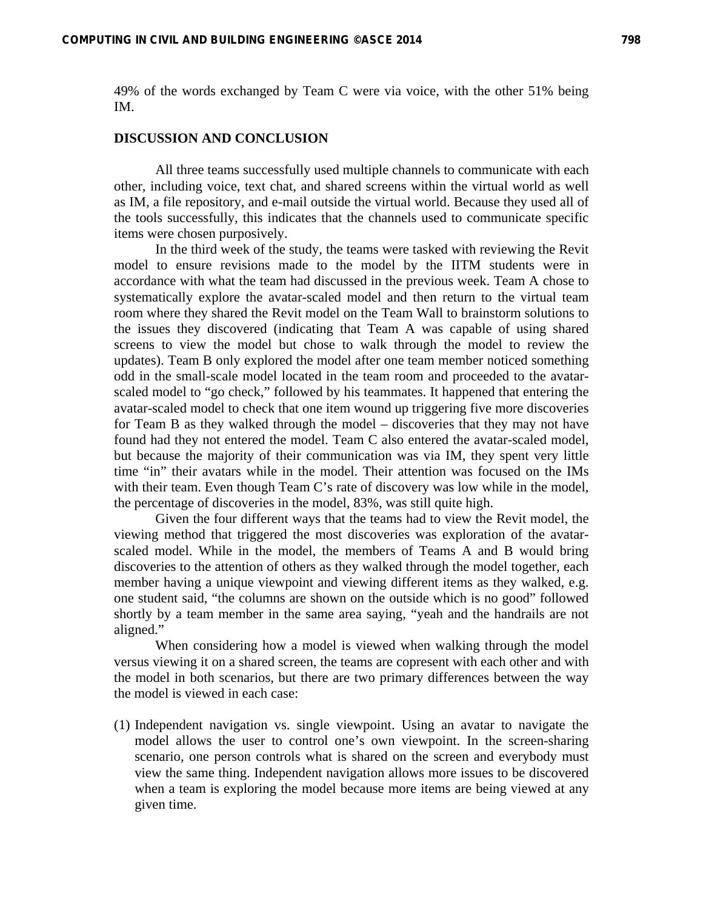49% of the words exchanged by Team C were via voice, with the other 51% being IM.

## DISCUSSION AND CONCLUSION

All three teams successfully used multiple channels to communicate with each other, including voice, text chat, and shared screens within the virtual world as well as IM, a file repository, and e-mail outside the virtual world. Because they used all of the tools successfully, this indicates that the channels used to communicate specific items were chosen purposively.

In the third week of the study, the teams were tasked with reviewing the Revit model to ensure revisions made to the model by the IITM students were in accordance with what the team had discussed in the previous week. Team A chose to systematically explore the avatar-scaled model and then return to the virtual team room where they shared the Revit model on the Team Wall to brainstorm solutions to the issues they discovered (indicating that Team A was capable of using shared screens to view the model but chose to walk through the model to review the updates). Team B only explored the model after one team member noticed something odd in the small-scale model located in the team room and proceeded to the avatar-scaled model to "go check," followed by his teammates. It happened that entering the avatar-scaled model to check that one item wound up triggering five more discoveries for Team B as they walked through the model – discoveries that they may not have found had they not entered the model. Team C also entered the avatar-scaled model, but because the majority of their communication was via IM, they spent very little time "in" their avatars while in the model. Their attention was focused on the IMs with their team. Even though Team C's rate of discovery was low while in the model, the percentage of discoveries in the model, 83%, was still quite high.

Given the four different ways that the teams had to view the Revit model, the viewing method that triggered the most discoveries was exploration of the avatar-scaled model. While in the model, the members of Teams A and B would bring discoveries to the attention of others as they walked through the model together, each member having a unique viewpoint and viewing different items as they walked, e.g. one student said, "the columns are shown on the outside which is no good" followed shortly by a team member in the same area saying, "yeah and the handrails are not aligned."

When considering how a model is viewed when walking through the model versus viewing it on a shared screen, the teams are copresent with each other and with the model in both scenarios, but there are two primary differences between the way the model is viewed in each case:

(1) Independent navigation vs. single viewpoint. Using an avatar to navigate the model allows the user to control one's own viewpoint. In the screen-sharing scenario, one person controls what is shared on the screen and everybody must view the same thing. Independent navigation allows more issues to be discovered when a team is exploring the model because more items are being viewed at any given time.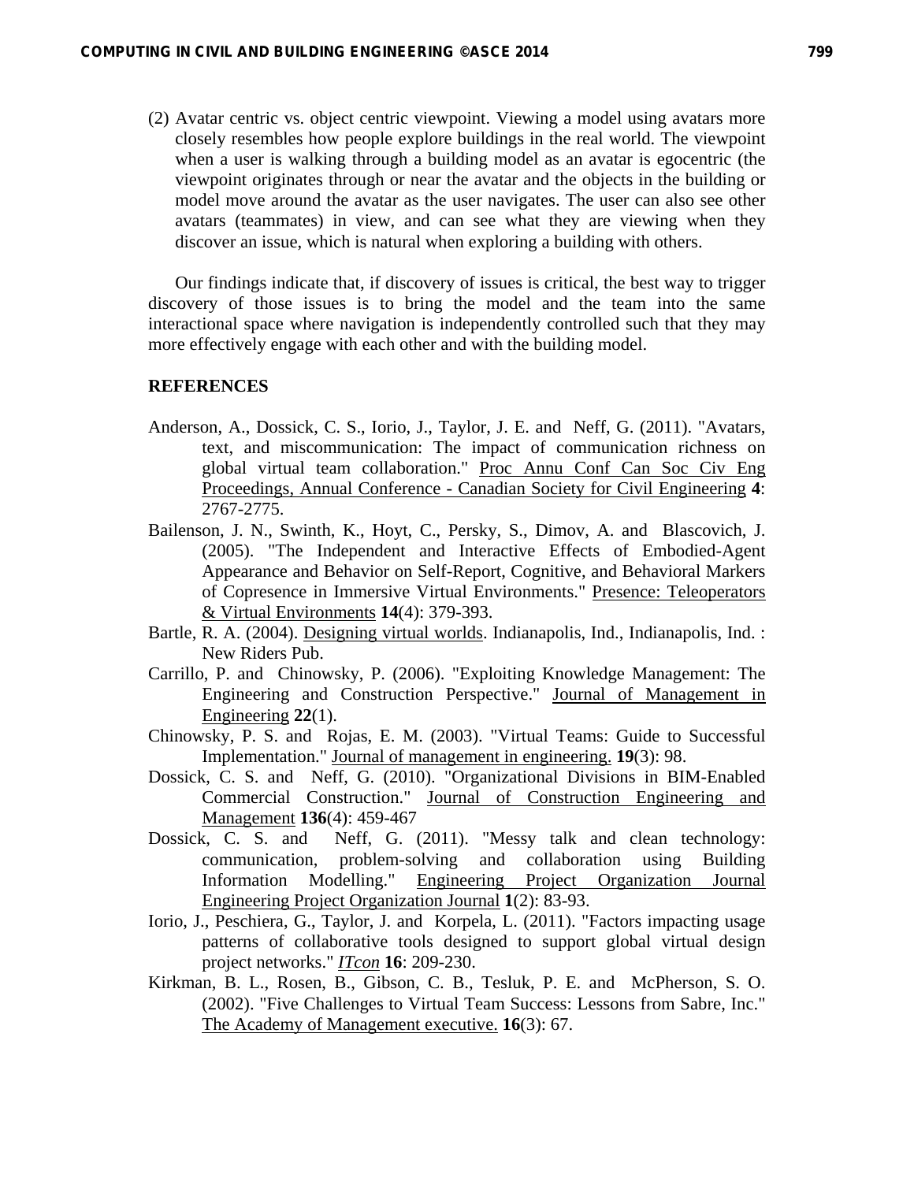(2) Avatar centric vs. object centric viewpoint. Viewing a model using avatars more closely resembles how people explore buildings in the real world. The viewpoint when a user is walking through a building model as an avatar is egocentric (the viewpoint originates through or near the avatar and the objects in the building or model move around the avatar as the user navigates. The user can also see other avatars (teammates) in view, and can see what they are viewing when they discover an issue, which is natural when exploring a building with others.

Our findings indicate that, if discovery of issues is critical, the best way to trigger discovery of those issues is to bring the model and the team into the same interactional space where navigation is independently controlled such that they may more effectively engage with each other and with the building model.

## REFERENCES

Anderson, A., Dossick, C. S., Iorio, J., Taylor, J. E. and Neff, G. (2011). "Avatars, text, and miscommunication: The impact of communication richness on global virtual team collaboration." Proc Annu Conf Can Soc Civ Eng Proceedings, Annual Conference - Canadian Society for Civil Engineering **4**: 2767-2775.

Bailenson, J. N., Swinth, K., Hoyt, C., Persky, S., Dimov, A. and Blascovich, J. (2005). "The Independent and Interactive Effects of Embodied-Agent Appearance and Behavior on Self-Report, Cognitive, and Behavioral Markers of Copresence in Immersive Virtual Environments." Presence: Teleoperators & Virtual Environments **14**(4): 379-393.

Bartle, R. A. (2004). Designing virtual worlds. Indianapolis, Ind., Indianapolis, Ind. : New Riders Pub.

Carrillo, P. and Chinowsky, P. (2006). "Exploiting Knowledge Management: The Engineering and Construction Perspective." Journal of Management in Engineering **22**(1).

Chinowsky, P. S. and Rojas, E. M. (2003). "Virtual Teams: Guide to Successful Implementation." Journal of management in engineering. **19**(3): 98.

Dossick, C. S. and Neff, G. (2010). "Organizational Divisions in BIM-Enabled Commercial Construction." Journal of Construction Engineering and Management **136**(4): 459-467

Dossick, C. S. and Neff, G. (2011). "Messy talk and clean technology: communication, problem-solving and collaboration using Building Information Modelling." Engineering Project Organization Journal Engineering Project Organization Journal **1**(2): 83-93.

Iorio, J., Peschiera, G., Taylor, J. and Korpela, L. (2011). "Factors impacting usage patterns of collaborative tools designed to support global virtual design project networks." *ITcon* **16**: 209-230.

Kirkman, B. L., Rosen, B., Gibson, C. B., Tesluk, P. E. and McPherson, S. O. (2002). "Five Challenges to Virtual Team Success: Lessons from Sabre, Inc." The Academy of Management executive. **16**(3): 67.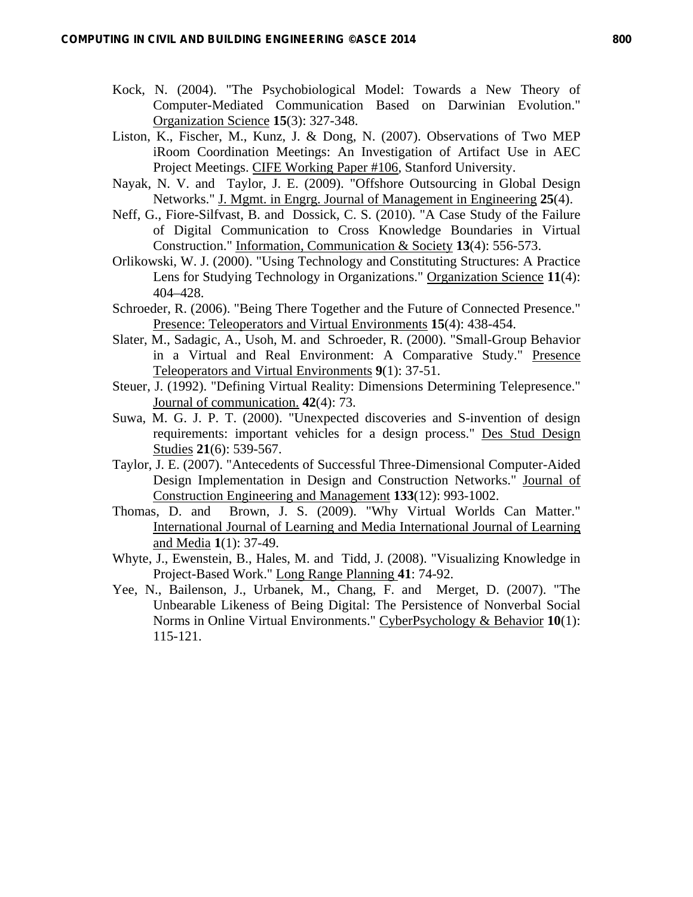Kock, N. (2004). "The Psychobiological Model: Towards a New Theory of Computer-Mediated Communication Based on Darwinian Evolution." Organization Science **15**(3): 327-348.

Liston, K., Fischer, M., Kunz, J. & Dong, N. (2007). Observations of Two MEP iRoom Coordination Meetings: An Investigation of Artifact Use in AEC Project Meetings. CIFE Working Paper #106, Stanford University.

Nayak, N. V. and Taylor, J. E. (2009). "Offshore Outsourcing in Global Design Networks." J. Mgmt. in Engrg. Journal of Management in Engineering **25**(4).

Neff, G., Fiore-Silfvast, B. and Dossick, C. S. (2010). "A Case Study of the Failure of Digital Communication to Cross Knowledge Boundaries in Virtual Construction." Information, Communication & Society **13**(4): 556-573.

Orlikowski, W. J. (2000). "Using Technology and Constituting Structures: A Practice Lens for Studying Technology in Organizations." Organization Science **11**(4): 404–428.

Schroeder, R. (2006). "Being There Together and the Future of Connected Presence." Presence: Teleoperators and Virtual Environments **15**(4): 438-454.

Slater, M., Sadagic, A., Usoh, M. and Schroeder, R. (2000). "Small-Group Behavior in a Virtual and Real Environment: A Comparative Study." Presence Teleoperators and Virtual Environments **9**(1): 37-51.

Steuer, J. (1992). "Defining Virtual Reality: Dimensions Determining Telepresence." Journal of communication. **42**(4): 73.

Suwa, M. G. J. P. T. (2000). "Unexpected discoveries and S-invention of design requirements: important vehicles for a design process." Des Stud Design Studies **21**(6): 539-567.

Taylor, J. E. (2007). "Antecedents of Successful Three-Dimensional Computer-Aided Design Implementation in Design and Construction Networks." Journal of Construction Engineering and Management **133**(12): 993-1002.

Thomas, D. and Brown, J. S. (2009). "Why Virtual Worlds Can Matter." International Journal of Learning and Media International Journal of Learning and Media **1**(1): 37-49.

Whyte, J., Ewenstein, B., Hales, M. and Tidd, J. (2008). "Visualizing Knowledge in Project-Based Work." Long Range Planning **41**: 74-92.

Yee, N., Bailenson, J., Urbanek, M., Chang, F. and Merget, D. (2007). "The Unbearable Likeness of Being Digital: The Persistence of Nonverbal Social Norms in Online Virtual Environments." CyberPsychology & Behavior **10**(1): 115-121.